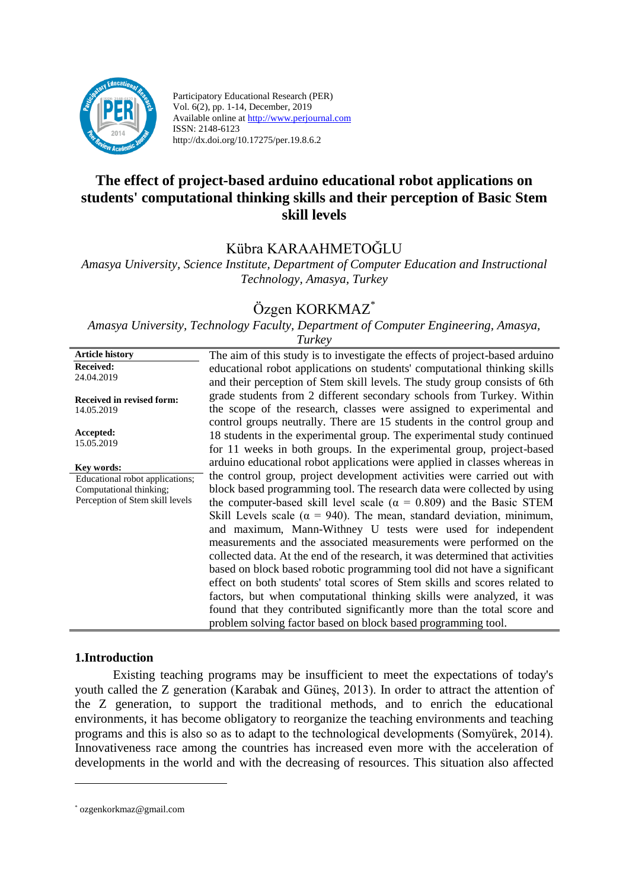Participatory Educational Research (PER)
Vol. 6(2), pp. 1-14, December, 2019
Available online at http://www.perjournal.com
ISSN: 2148-6123
http://dx.doi.org/10.17275/per.19.8.6.2

# The effect of project-based arduino educational robot applications on students' computational thinking skills and their perception of Basic Stem skill levels

Kübra KARAAHMETOĞLU

*Amasya University, Science Institute, Department of Computer Education and Instructional Technology, Amasya, Turkey*

Özgen KORKMAZ*

*Amasya University, Technology Faculty, Department of Computer Engineering, Amasya, Turkey*

**Article history**

**Received:**
24.04.2019

**Received in revised form:**
14.05.2019

**Accepted:**
15.05.2019

**Key words:**
Educational robot applications; Computational thinking; Perception of Stem skill levels

The aim of this study is to investigate the effects of project-based arduino educational robot applications on students' computational thinking skills and their perception of Stem skill levels. The study group consists of 6th grade students from 2 different secondary schools from Turkey. Within the scope of the research, classes were assigned to experimental and control groups neutrally. There are 15 students in the control group and 18 students in the experimental group. The experimental study continued for 11 weeks in both groups. In the experimental group, project-based arduino educational robot applications were applied in classes whereas in the control group, project development activities were carried out with block based programming tool. The research data were collected by using the computer-based skill level scale ($\alpha$ = 0.809) and the Basic STEM Skill Levels scale ($\alpha$ = 940). The mean, standard deviation, minimum, and maximum, Mann-Withney U tests were used for independent measurements and the associated measurements were performed on the collected data. At the end of the research, it was determined that activities based on block based robotic programming tool did not have a significant effect on both students' total scores of Stem skills and scores related to factors, but when computational thinking skills were analyzed, it was found that they contributed significantly more than the total score and problem solving factor based on block based programming tool.

## 1.Introduction

Existing teaching programs may be insufficient to meet the expectations of today's youth called the Z generation (Karabak and Güneş, 2013). In order to attract the attention of the Z generation, to support the traditional methods, and to enrich the educational environments, it has become obligatory to reorganize the teaching environments and teaching programs and this is also so as to adapt to the technological developments (Somyürek, 2014). Innovativeness race among the countries has increased even more with the acceleration of developments in the world and with the decreasing of resources. This situation also affected

---

\* ozgenkorkmaz@gmail.com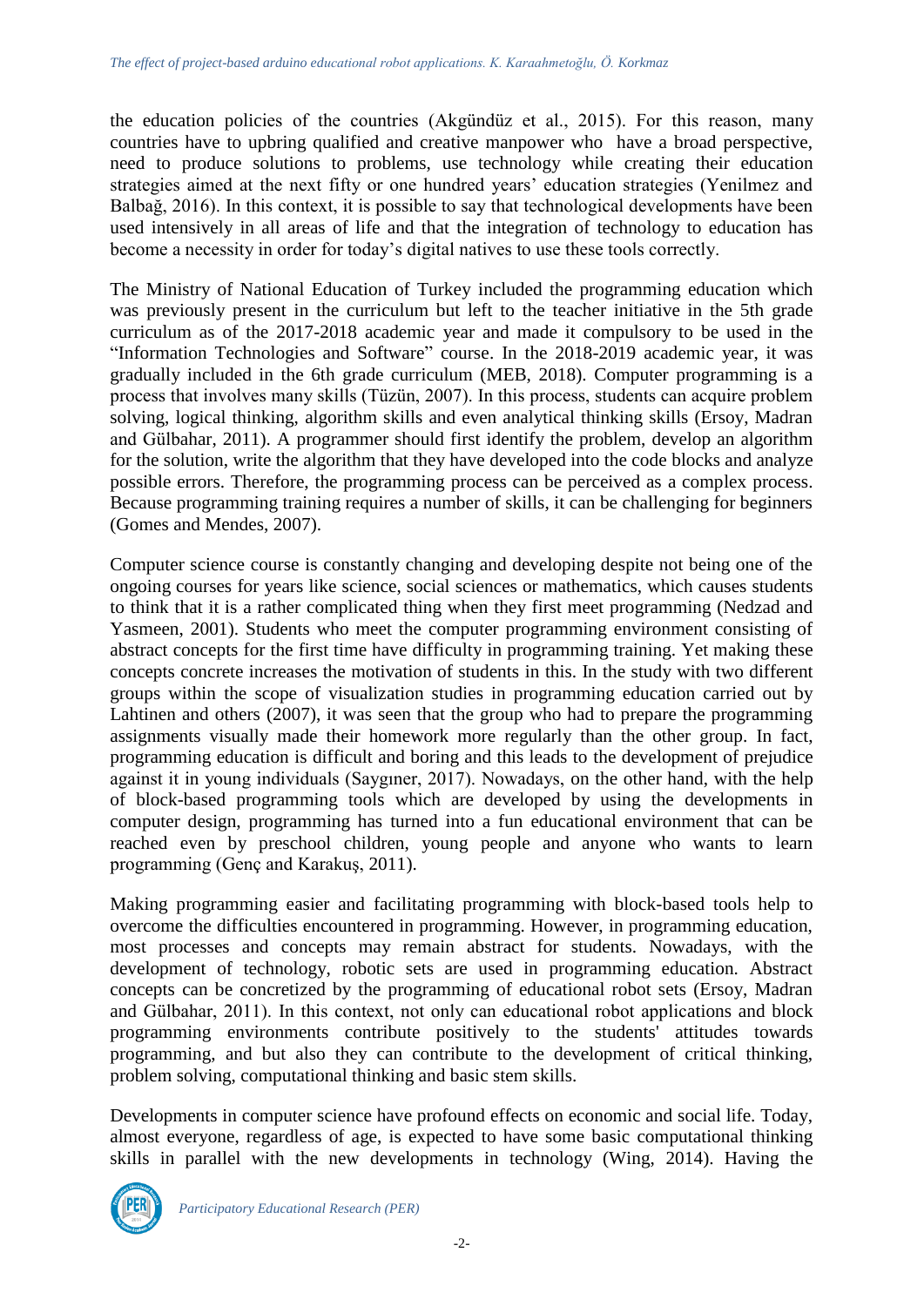the education policies of the countries (Akgündüz et al., 2015). For this reason, many countries have to upbring qualified and creative manpower who have a broad perspective, need to produce solutions to problems, use technology while creating their education strategies aimed at the next fifty or one hundred years' education strategies (Yenilmez and Balbağ, 2016). In this context, it is possible to say that technological developments have been used intensively in all areas of life and that the integration of technology to education has become a necessity in order for today's digital natives to use these tools correctly.

The Ministry of National Education of Turkey included the programming education which was previously present in the curriculum but left to the teacher initiative in the 5th grade curriculum as of the 2017-2018 academic year and made it compulsory to be used in the "Information Technologies and Software" course. In the 2018-2019 academic year, it was gradually included in the 6th grade curriculum (MEB, 2018). Computer programming is a process that involves many skills (Tüzün, 2007). In this process, students can acquire problem solving, logical thinking, algorithm skills and even analytical thinking skills (Ersoy, Madran and Gülbahar, 2011). A programmer should first identify the problem, develop an algorithm for the solution, write the algorithm that they have developed into the code blocks and analyze possible errors. Therefore, the programming process can be perceived as a complex process. Because programming training requires a number of skills, it can be challenging for beginners (Gomes and Mendes, 2007).

Computer science course is constantly changing and developing despite not being one of the ongoing courses for years like science, social sciences or mathematics, which causes students to think that it is a rather complicated thing when they first meet programming (Nedzad and Yasmeen, 2001). Students who meet the computer programming environment consisting of abstract concepts for the first time have difficulty in programming training. Yet making these concepts concrete increases the motivation of students in this. In the study with two different groups within the scope of visualization studies in programming education carried out by Lahtinen and others (2007), it was seen that the group who had to prepare the programming assignments visually made their homework more regularly than the other group. In fact, programming education is difficult and boring and this leads to the development of prejudice against it in young individuals (Saygıner, 2017). Nowadays, on the other hand, with the help of block-based programming tools which are developed by using the developments in computer design, programming has turned into a fun educational environment that can be reached even by preschool children, young people and anyone who wants to learn programming (Genç and Karakuş, 2011).

Making programming easier and facilitating programming with block-based tools help to overcome the difficulties encountered in programming. However, in programming education, most processes and concepts may remain abstract for students. Nowadays, with the development of technology, robotic sets are used in programming education. Abstract concepts can be concretized by the programming of educational robot sets (Ersoy, Madran and Gülbahar, 2011). In this context, not only can educational robot applications and block programming environments contribute positively to the students' attitudes towards programming, and but also they can contribute to the development of critical thinking, problem solving, computational thinking and basic stem skills.

Developments in computer science have profound effects on economic and social life. Today, almost everyone, regardless of age, is expected to have some basic computational thinking skills in parallel with the new developments in technology (Wing, 2014). Having the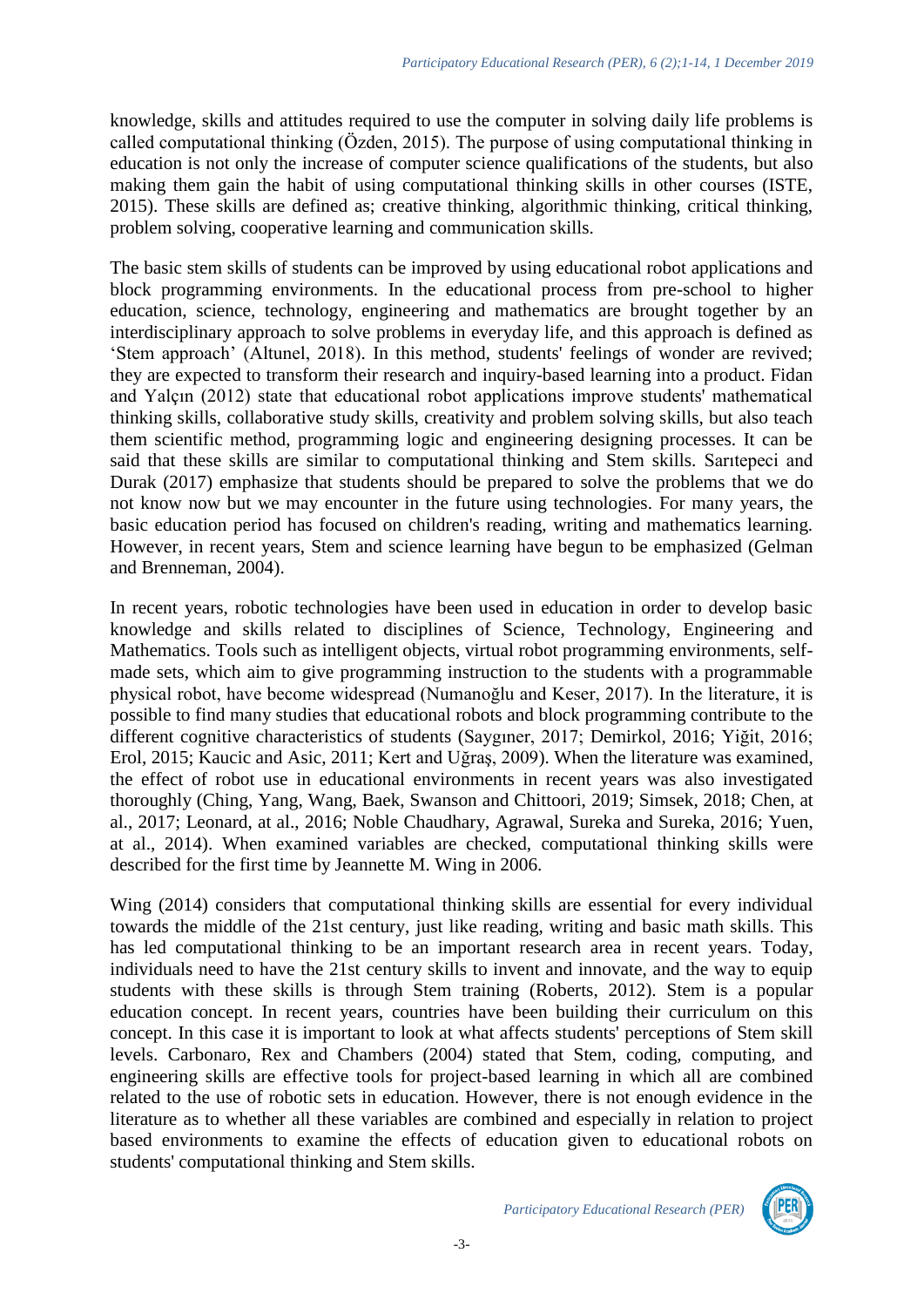knowledge, skills and attitudes required to use the computer in solving daily life problems is called computational thinking (Özden, 2015). The purpose of using computational thinking in education is not only the increase of computer science qualifications of the students, but also making them gain the habit of using computational thinking skills in other courses (ISTE, 2015). These skills are defined as; creative thinking, algorithmic thinking, critical thinking, problem solving, cooperative learning and communication skills.

The basic stem skills of students can be improved by using educational robot applications and block programming environments. In the educational process from pre-school to higher education, science, technology, engineering and mathematics are brought together by an interdisciplinary approach to solve problems in everyday life, and this approach is defined as 'Stem approach' (Altunel, 2018). In this method, students' feelings of wonder are revived; they are expected to transform their research and inquiry-based learning into a product. Fidan and Yalçın (2012) state that educational robot applications improve students' mathematical thinking skills, collaborative study skills, creativity and problem solving skills, but also teach them scientific method, programming logic and engineering designing processes. It can be said that these skills are similar to computational thinking and Stem skills. Sarıtepeci and Durak (2017) emphasize that students should be prepared to solve the problems that we do not know now but we may encounter in the future using technologies. For many years, the basic education period has focused on children's reading, writing and mathematics learning. However, in recent years, Stem and science learning have begun to be emphasized (Gelman and Brenneman, 2004).

In recent years, robotic technologies have been used in education in order to develop basic knowledge and skills related to disciplines of Science, Technology, Engineering and Mathematics. Tools such as intelligent objects, virtual robot programming environments, self-made sets, which aim to give programming instruction to the students with a programmable physical robot, have become widespread (Numanoğlu and Keser, 2017). In the literature, it is possible to find many studies that educational robots and block programming contribute to the different cognitive characteristics of students (Saygıner, 2017; Demirkol, 2016; Yiğit, 2016; Erol, 2015; Kaucic and Asic, 2011; Kert and Uğraş, 2009). When the literature was examined, the effect of robot use in educational environments in recent years was also investigated thoroughly (Ching, Yang, Wang, Baek, Swanson and Chittoori, 2019; Simsek, 2018; Chen, at al., 2017; Leonard, at al., 2016; Noble Chaudhary, Agrawal, Sureka and Sureka, 2016; Yuen, at al., 2014). When examined variables are checked, computational thinking skills were described for the first time by Jeannette M. Wing in 2006.

Wing (2014) considers that computational thinking skills are essential for every individual towards the middle of the 21st century, just like reading, writing and basic math skills. This has led computational thinking to be an important research area in recent years. Today, individuals need to have the 21st century skills to invent and innovate, and the way to equip students with these skills is through Stem training (Roberts, 2012). Stem is a popular education concept. In recent years, countries have been building their curriculum on this concept. In this case it is important to look at what affects students' perceptions of Stem skill levels. Carbonaro, Rex and Chambers (2004) stated that Stem, coding, computing, and engineering skills are effective tools for project-based learning in which all are combined related to the use of robotic sets in education. However, there is not enough evidence in the literature as to whether all these variables are combined and especially in relation to project based environments to examine the effects of education given to educational robots on students' computational thinking and Stem skills.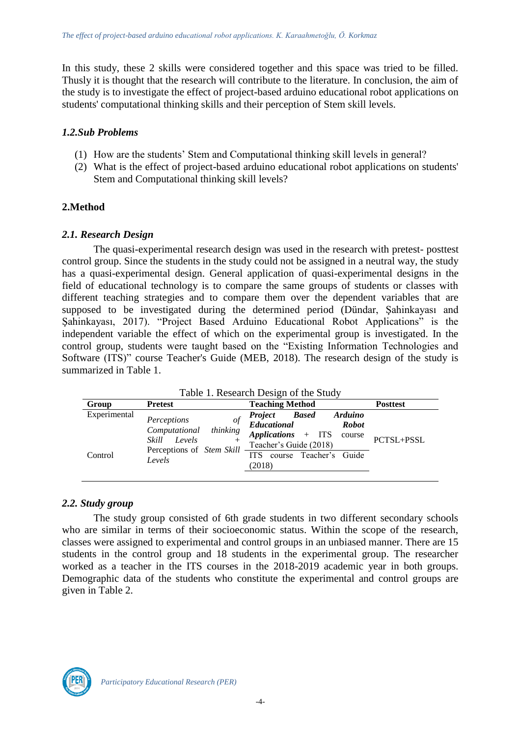In this study, these 2 skills were considered together and this space was tried to be filled. Thusly it is thought that the research will contribute to the literature. In conclusion, the aim of the study is to investigate the effect of project-based arduino educational robot applications on students' computational thinking skills and their perception of Stem skill levels.

### *1.2.Sub Problems*

(1) How are the students' Stem and Computational thinking skill levels in general?
(2) What is the effect of project-based arduino educational robot applications on students' Stem and Computational thinking skill levels?

## 2.Method

### *2.1. Research Design*

The quasi-experimental research design was used in the research with pretest- posttest control group. Since the students in the study could not be assigned in a neutral way, the study has a quasi-experimental design. General application of quasi-experimental designs in the field of educational technology is to compare the same groups of students or classes with different teaching strategies and to compare them over the dependent variables that are supposed to be investigated during the determined period (Dündar, Şahinkayası and Şahinkayası, 2017). "Project Based Arduino Educational Robot Applications" is the independent variable the effect of which on the experimental group is investigated. In the control group, students were taught based on the "Existing Information Technologies and Software (ITS)" course Teacher's Guide (MEB, 2018). The research design of the study is summarized in Table 1.

Table 1. Research Design of the Study

| Group | Pretest | Teaching Method | Posttest |
|---|---|---|---|
| Experimental | *Perceptions of Computational thinking Skill Levels* + Perceptions of *Stem Skill Levels* | ***Project Based Arduino Educational Robot Applications*** + ITS course Teacher's Guide (2018) | PCTSL+PSSL |
| Control | | ITS course Teacher's Guide (2018) | |

### *2.2. Study group*

The study group consisted of 6th grade students in two different secondary schools who are similar in terms of their socioeconomic status. Within the scope of the research, classes were assigned to experimental and control groups in an unbiased manner. There are 15 students in the control group and 18 students in the experimental group. The researcher worked as a teacher in the ITS courses in the 2018-2019 academic year in both groups. Demographic data of the students who constitute the experimental and control groups are given in Table 2.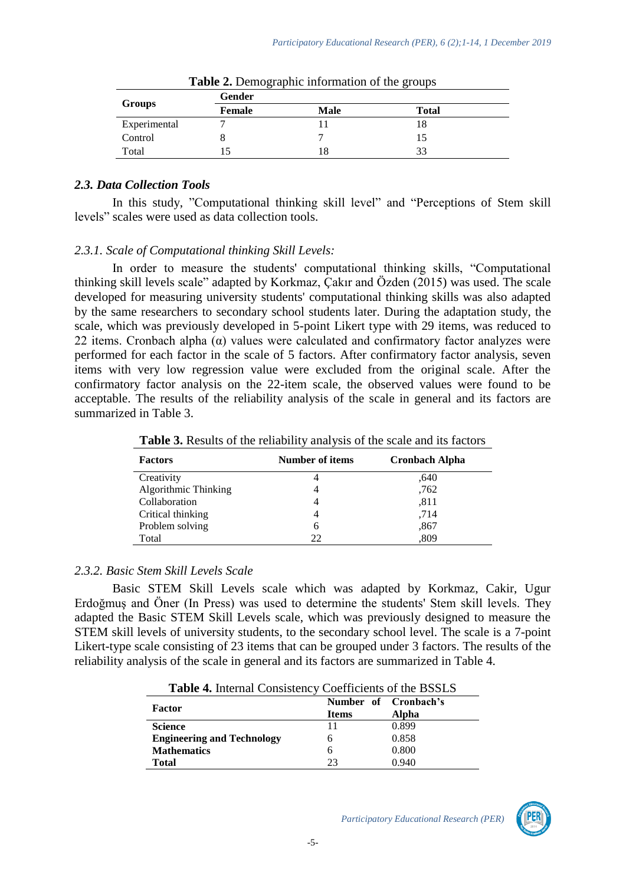**Table 2.** Demographic information of the groups

| Groups | Gender | | |
|---|---|---|---|
| | Female | Male | Total |
| Experimental | 7 | 11 | 18 |
| Control | 8 | 7 | 15 |
| Total | 15 | 18 | 33 |

### *2.3. Data Collection Tools*

In this study, "Computational thinking skill level" and "Perceptions of Stem skill levels" scales were used as data collection tools.

#### *2.3.1. Scale of Computational thinking Skill Levels:*

In order to measure the students' computational thinking skills, "Computational thinking skill levels scale" adapted by Korkmaz, Çakır and Özden (2015) was used. The scale developed for measuring university students' computational thinking skills was also adapted by the same researchers to secondary school students later. During the adaptation study, the scale, which was previously developed in 5-point Likert type with 29 items, was reduced to 22 items. Cronbach alpha (α) values were calculated and confirmatory factor analyzes were performed for each factor in the scale of 5 factors. After confirmatory factor analysis, seven items with very low regression value were excluded from the original scale. After the confirmatory factor analysis on the 22-item scale, the observed values were found to be acceptable. The results of the reliability analysis of the scale in general and its factors are summarized in Table 3.

**Table 3.** Results of the reliability analysis of the scale and its factors

| Factors | Number of items | Cronbach Alpha |
|---|---|---|
| Creativity | 4 | ,640 |
| Algorithmic Thinking | 4 | ,762 |
| Collaboration | 4 | ,811 |
| Critical thinking | 4 | ,714 |
| Problem solving | 6 | ,867 |
| Total | 22 | ,809 |

#### *2.3.2. Basic Stem Skill Levels Scale*

Basic STEM Skill Levels scale which was adapted by Korkmaz, Cakir, Ugur Erdoğmuş and Öner (In Press) was used to determine the students' Stem skill levels. They adapted the Basic STEM Skill Levels scale, which was previously designed to measure the STEM skill levels of university students, to the secondary school level. The scale is a 7-point Likert-type scale consisting of 23 items that can be grouped under 3 factors. The results of the reliability analysis of the scale in general and its factors are summarized in Table 4.

**Table 4.** Internal Consistency Coefficients of the BSSLS

| Factor | Number of Items | Cronbach's Alpha |
|---|---|---|
| **Science** | 11 | 0.899 |
| **Engineering and Technology** | 6 | 0.858 |
| **Mathematics** | 6 | 0.800 |
| **Total** | 23 | 0.940 |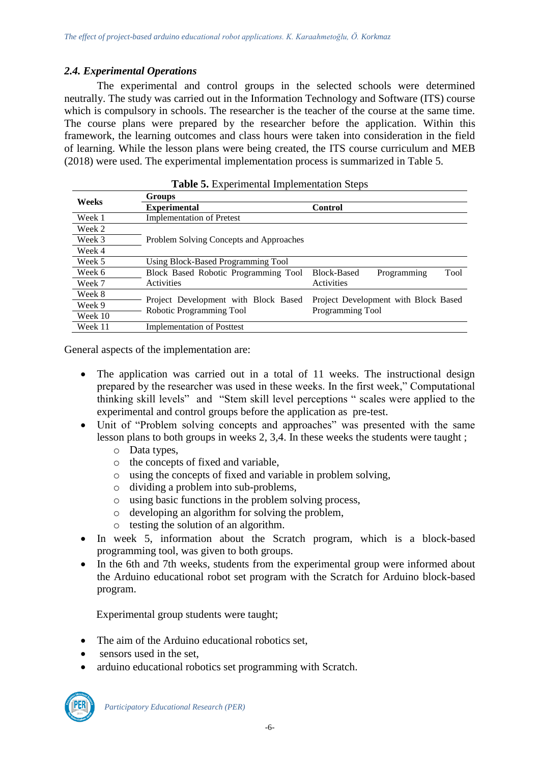### *2.4. Experimental Operations*

The experimental and control groups in the selected schools were determined neutrally. The study was carried out in the Information Technology and Software (ITS) course which is compulsory in schools. The researcher is the teacher of the course at the same time. The course plans were prepared by the researcher before the application. Within this framework, the learning outcomes and class hours were taken into consideration in the field of learning. While the lesson plans were being created, the ITS course curriculum and MEB (2018) were used. The experimental implementation process is summarized in Table 5.

**Table 5.** Experimental Implementation Steps

| Weeks | Groups | |
|---|---|---|
| | **Experimental** | **Control** |
| Week 1 | Implementation of Pretest | |
| Week 2 | Problem Solving Concepts and Approaches | |
| Week 3 | | |
| Week 4 | | |
| Week 5 | Using Block-Based Programming Tool | |
| Week 6 | Block Based Robotic Programming Tool Activities | Block-Based Programming Tool Activities |
| Week 7 | | |
| Week 8 | Project Development with Block Based Robotic Programming Tool | Project Development with Block Based Programming Tool |
| Week 9 | | |
| Week 10 | | |
| Week 11 | Implementation of Posttest | |

General aspects of the implementation are:

- The application was carried out in a total of 11 weeks. The instructional design prepared by the researcher was used in these weeks. In the first week," Computational thinking skill levels" and "Stem skill level perceptions " scales were applied to the experimental and control groups before the application as pre-test.
- Unit of "Problem solving concepts and approaches" was presented with the same lesson plans to both groups in weeks 2, 3,4. In these weeks the students were taught ;
    - Data types,
    - the concepts of fixed and variable,
    - using the concepts of fixed and variable in problem solving,
    - dividing a problem into sub-problems,
    - using basic functions in the problem solving process,
    - developing an algorithm for solving the problem,
    - testing the solution of an algorithm.
- In week 5, information about the Scratch program, which is a block-based programming tool, was given to both groups.
- In the 6th and 7th weeks, students from the experimental group were informed about the Arduino educational robot set program with the Scratch for Arduino block-based program.

Experimental group students were taught;

- The aim of the Arduino educational robotics set,
- sensors used in the set,
- arduino educational robotics set programming with Scratch.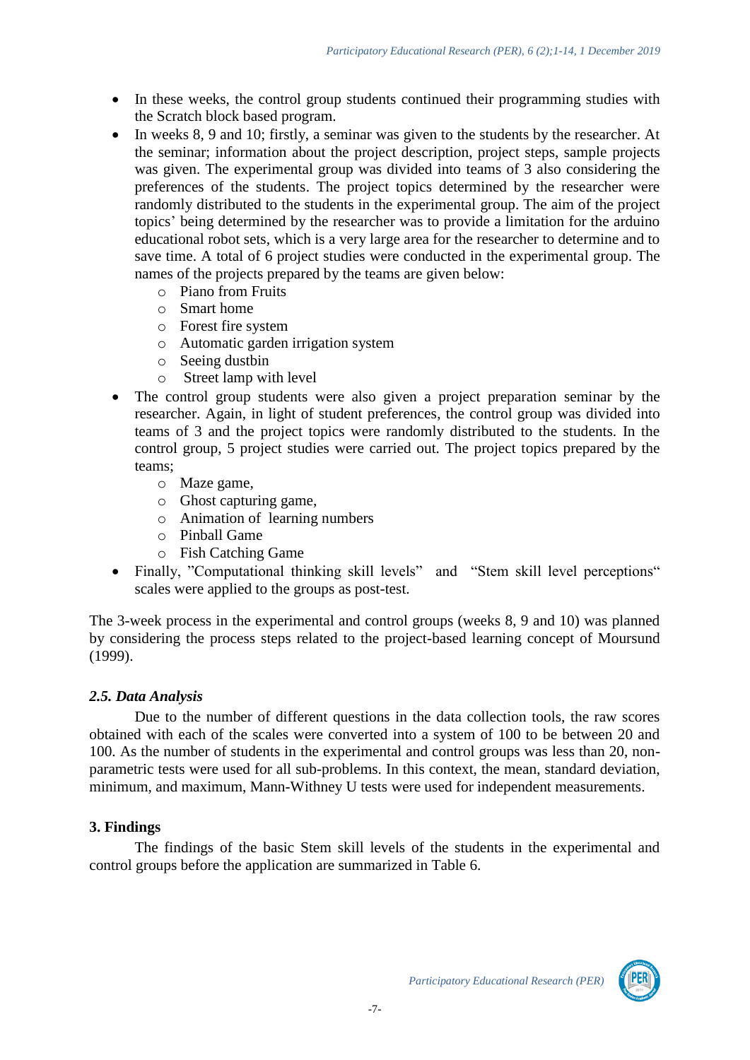- In these weeks, the control group students continued their programming studies with the Scratch block based program.
- In weeks 8, 9 and 10; firstly, a seminar was given to the students by the researcher. At the seminar; information about the project description, project steps, sample projects was given. The experimental group was divided into teams of 3 also considering the preferences of the students. The project topics determined by the researcher were randomly distributed to the students in the experimental group. The aim of the project topics' being determined by the researcher was to provide a limitation for the arduino educational robot sets, which is a very large area for the researcher to determine and to save time. A total of 6 project studies were conducted in the experimental group. The names of the projects prepared by the teams are given below:
    - Piano from Fruits
    - Smart home
    - Forest fire system
    - Automatic garden irrigation system
    - Seeing dustbin
    - Street lamp with level
- The control group students were also given a project preparation seminar by the researcher. Again, in light of student preferences, the control group was divided into teams of 3 and the project topics were randomly distributed to the students. In the control group, 5 project studies were carried out. The project topics prepared by the teams;
    - Maze game,
    - Ghost capturing game,
    - Animation of learning numbers
    - Pinball Game
    - Fish Catching Game
- Finally, "Computational thinking skill levels" and "Stem skill level perceptions" scales were applied to the groups as post-test.

The 3-week process in the experimental and control groups (weeks 8, 9 and 10) was planned by considering the process steps related to the project-based learning concept of Moursund (1999).

### *2.5. Data Analysis*

Due to the number of different questions in the data collection tools, the raw scores obtained with each of the scales were converted into a system of 100 to be between 20 and 100. As the number of students in the experimental and control groups was less than 20, non-parametric tests were used for all sub-problems. In this context, the mean, standard deviation, minimum, and maximum, Mann-Withney U tests were used for independent measurements.

## 3. Findings

The findings of the basic Stem skill levels of the students in the experimental and control groups before the application are summarized in Table 6.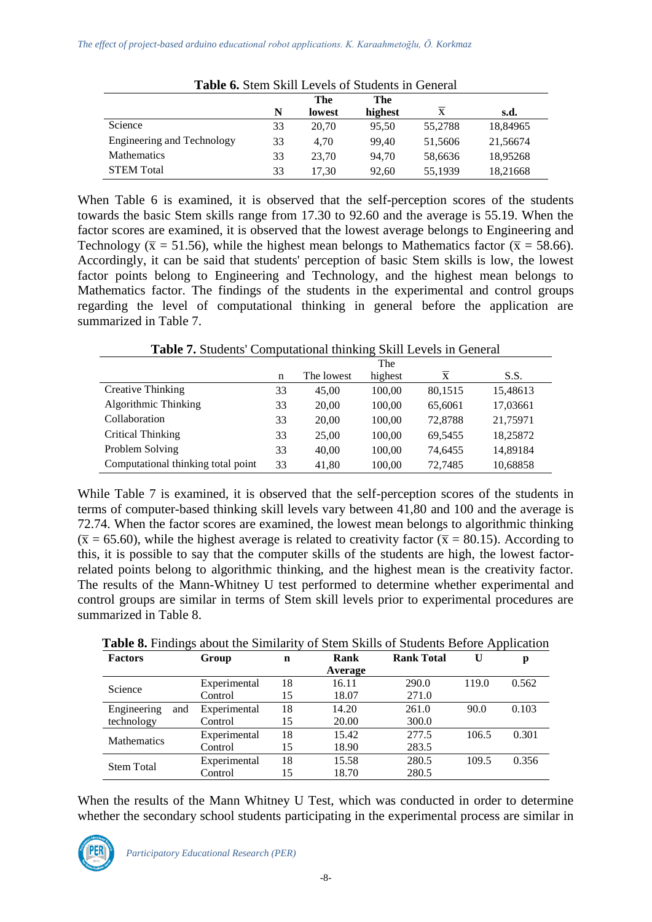**Table 6.** Stem Skill Levels of Students in General

| | N | The lowest | The highest | $\overline{x}$ | s.d. |
|---|---|---|---|---|---|
| Science | 33 | 20,70 | 95,50 | 55,2788 | 18,84965 |
| Engineering and Technology | 33 | 4,70 | 99,40 | 51,5606 | 21,56674 |
| Mathematics | 33 | 23,70 | 94,70 | 58,6636 | 18,95268 |
| STEM Total | 33 | 17,30 | 92,60 | 55,1939 | 18,21668 |

When Table 6 is examined, it is observed that the self-perception scores of the students towards the basic Stem skills range from 17.30 to 92.60 and the average is 55.19. When the factor scores are examined, it is observed that the lowest average belongs to Engineering and Technology ($\overline{x}$ = 51.56), while the highest mean belongs to Mathematics factor ($\overline{x}$ = 58.66). Accordingly, it can be said that students' perception of basic Stem skills is low, the lowest factor points belong to Engineering and Technology, and the highest mean belongs to Mathematics factor. The findings of the students in the experimental and control groups regarding the level of computational thinking in general before the application are summarized in Table 7.

**Table 7.** Students' Computational thinking Skill Levels in General

| | n | The lowest | The highest | $\overline{x}$ | S.S. |
|---|---|---|---|---|---|
| Creative Thinking | 33 | 45,00 | 100,00 | 80,1515 | 15,48613 |
| Algorithmic Thinking | 33 | 20,00 | 100,00 | 65,6061 | 17,03661 |
| Collaboration | 33 | 20,00 | 100,00 | 72,8788 | 21,75971 |
| Critical Thinking | 33 | 25,00 | 100,00 | 69,5455 | 18,25872 |
| Problem Solving | 33 | 40,00 | 100,00 | 74,6455 | 14,89184 |
| Computational thinking total point | 33 | 41,80 | 100,00 | 72,7485 | 10,68858 |

While Table 7 is examined, it is observed that the self-perception scores of the students in terms of computer-based thinking skill levels vary between 41,80 and 100 and the average is 72.74. When the factor scores are examined, the lowest mean belongs to algorithmic thinking ($\overline{x}$ = 65.60), while the highest average is related to creativity factor ($\overline{x}$ = 80.15). According to this, it is possible to say that the computer skills of the students are high, the lowest factor-related points belong to algorithmic thinking, and the highest mean is the creativity factor. The results of the Mann-Whitney U test performed to determine whether experimental and control groups are similar in terms of Stem skill levels prior to experimental procedures are summarized in Table 8.

**Table 8.** Findings about the Similarity of Stem Skills of Students Before Application

| Factors | Group | n | Rank Average | Rank Total | U | p |
|---|---|---|---|---|---|---|
| Science | Experimental | 18 | 16.11 | 290.0 | 119.0 | 0.562 |
| | Control | 15 | 18.07 | 271.0 | | |
| Engineering and technology | Experimental | 18 | 14.20 | 261.0 | 90.0 | 0.103 |
| | Control | 15 | 20.00 | 300.0 | | |
| Mathematics | Experimental | 18 | 15.42 | 277.5 | 106.5 | 0.301 |
| | Control | 15 | 18.90 | 283.5 | | |
| Stem Total | Experimental | 18 | 15.58 | 280.5 | 109.5 | 0.356 |
| | Control | 15 | 18.70 | 280.5 | | |

When the results of the Mann Whitney U Test, which was conducted in order to determine whether the secondary school students participating in the experimental process are similar in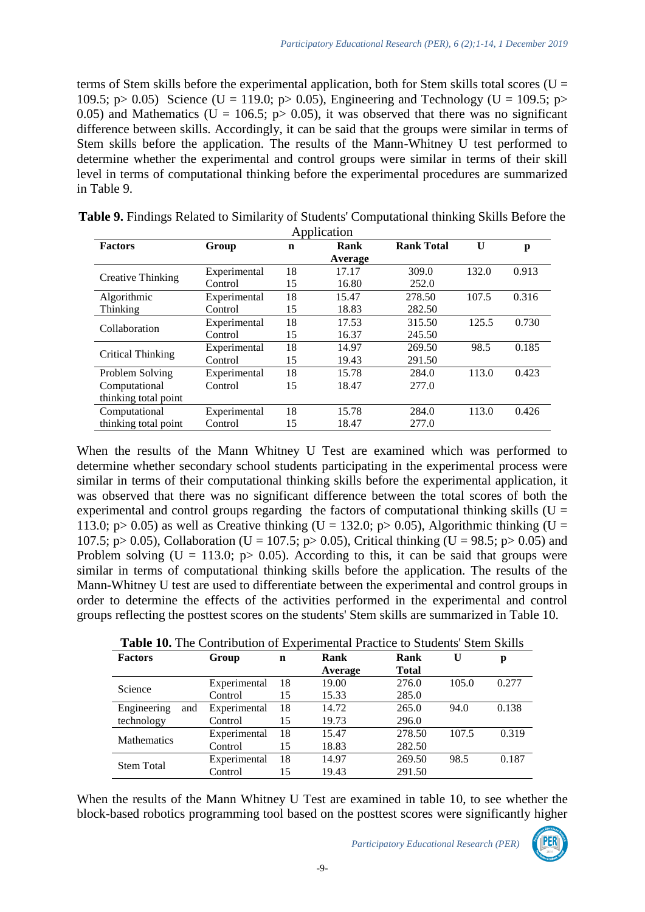terms of Stem skills before the experimental application, both for Stem skills total scores ($U = 109.5$; $p > 0.05$) Science ($U = 119.0$; $p > 0.05$), Engineering and Technology ($U = 109.5$; $p > 0.05$) and Mathematics ($U = 106.5$; $p > 0.05$), it was observed that there was no significant difference between skills. Accordingly, it can be said that the groups were similar in terms of Stem skills before the application. The results of the Mann-Whitney U test performed to determine whether the experimental and control groups were similar in terms of their skill level in terms of computational thinking before the experimental procedures are summarized in Table 9.

**Table 9.** Findings Related to Similarity of Students' Computational thinking Skills Before the Application

| Factors | Group | n | Rank Average | Rank Total | U | p |
|---|---|---|---|---|---|---|
| Creative Thinking | Experimental | 18 | 17.17 | 309.0 | 132.0 | 0.913 |
| | Control | 15 | 16.80 | 252.0 | | |
| Algorithmic Thinking | Experimental | 18 | 15.47 | 278.50 | 107.5 | 0.316 |
| | Control | 15 | 18.83 | 282.50 | | |
| Collaboration | Experimental | 18 | 17.53 | 315.50 | 125.5 | 0.730 |
| | Control | 15 | 16.37 | 245.50 | | |
| Critical Thinking | Experimental | 18 | 14.97 | 269.50 | 98.5 | 0.185 |
| | Control | 15 | 19.43 | 291.50 | | |
| Problem Solving Computational thinking total point | Experimental | 18 | 15.78 | 284.0 | 113.0 | 0.423 |
| | Control | 15 | 18.47 | 277.0 | | |
| Computational thinking total point | Experimental | 18 | 15.78 | 284.0 | 113.0 | 0.426 |
| | Control | 15 | 18.47 | 277.0 | | |

When the results of the Mann Whitney U Test are examined which was performed to determine whether secondary school students participating in the experimental process were similar in terms of their computational thinking skills before the experimental application, it was observed that there was no significant difference between the total scores of both the experimental and control groups regarding the factors of computational thinking skills ($U = 113.0$; $p > 0.05$) as well as Creative thinking ($U = 132.0$; $p > 0.05$), Algorithmic thinking ($U = 107.5$; $p > 0.05$), Collaboration ($U = 107.5$; $p > 0.05$), Critical thinking ($U = 98.5$; $p > 0.05$) and Problem solving ($U = 113.0$; $p > 0.05$). According to this, it can be said that groups were similar in terms of computational thinking skills before the application. The results of the Mann-Whitney U test are used to differentiate between the experimental and control groups in order to determine the effects of the activities performed in the experimental and control groups reflecting the posttest scores on the students' Stem skills are summarized in Table 10.

**Table 10.** The Contribution of Experimental Practice to Students' Stem Skills

| Factors | Group | n | Rank Average | Rank Total | U | p |
|---|---|---|---|---|---|---|
| Science | Experimental | 18 | 19.00 | 276.0 | 105.0 | 0.277 |
| | Control | 15 | 15.33 | 285.0 | | |
| Engineering and technology | Experimental | 18 | 14.72 | 265.0 | 94.0 | 0.138 |
| | Control | 15 | 19.73 | 296.0 | | |
| Mathematics | Experimental | 18 | 15.47 | 278.50 | 107.5 | 0.319 |
| | Control | 15 | 18.83 | 282.50 | | |
| Stem Total | Experimental | 18 | 14.97 | 269.50 | 98.5 | 0.187 |
| | Control | 15 | 19.43 | 291.50 | | |

When the results of the Mann Whitney U Test are examined in table 10, to see whether the block-based robotics programming tool based on the posttest scores were significantly higher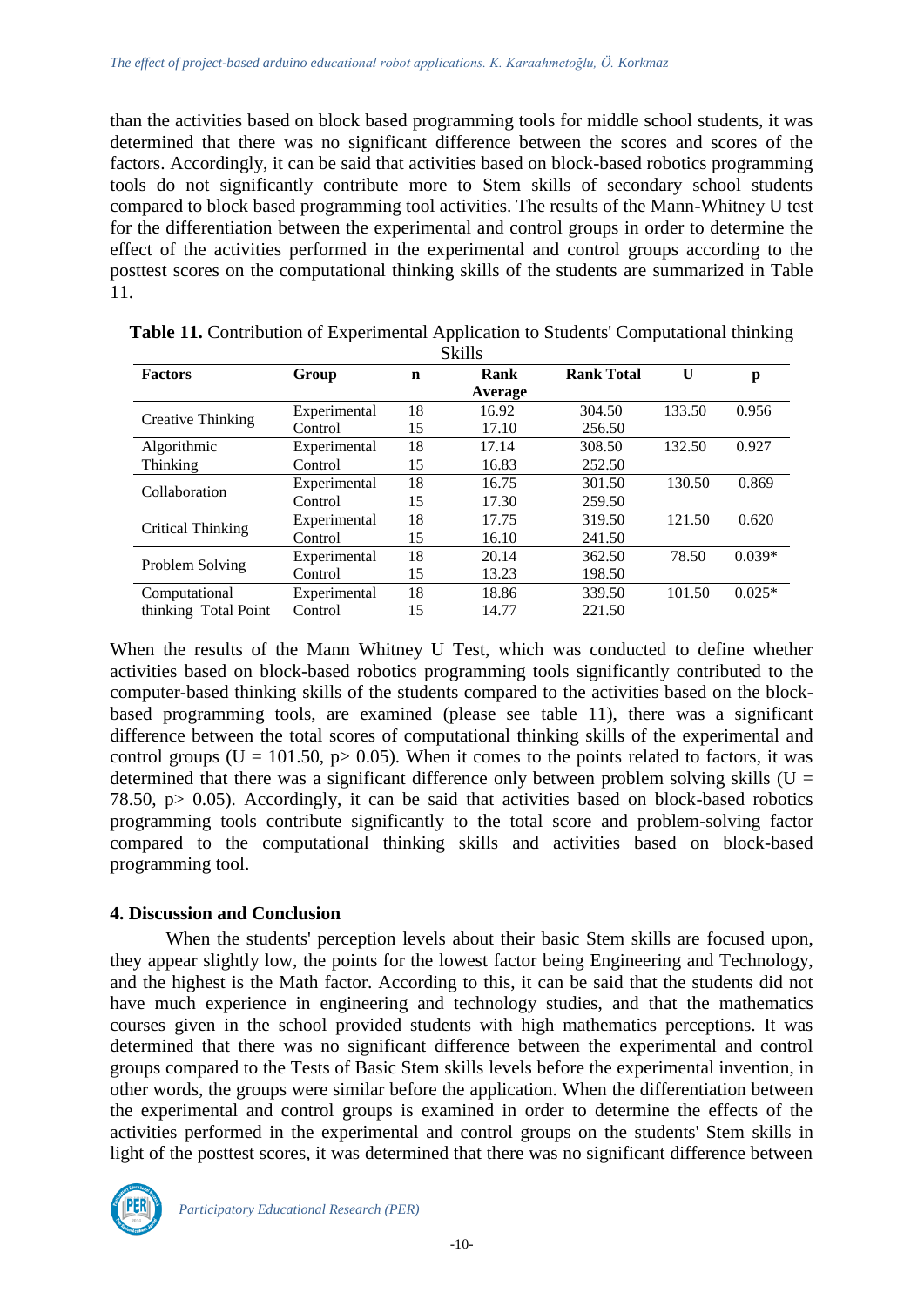than the activities based on block based programming tools for middle school students, it was determined that there was no significant difference between the scores and scores of the factors. Accordingly, it can be said that activities based on block-based robotics programming tools do not significantly contribute more to Stem skills of secondary school students compared to block based programming tool activities. The results of the Mann-Whitney U test for the differentiation between the experimental and control groups in order to determine the effect of the activities performed in the experimental and control groups according to the posttest scores on the computational thinking skills of the students are summarized in Table 11.

**Table 11.** Contribution of Experimental Application to Students' Computational thinking Skills

| Factors | Group | n | Rank Average | Rank Total | U | p |
|---|---|---|---|---|---|---|
| Creative Thinking | Experimental | 18 | 16.92 | 304.50 | 133.50 | 0.956 |
| | Control | 15 | 17.10 | 256.50 | | |
| Algorithmic Thinking | Experimental | 18 | 17.14 | 308.50 | 132.50 | 0.927 |
| | Control | 15 | 16.83 | 252.50 | | |
| Collaboration | Experimental | 18 | 16.75 | 301.50 | 130.50 | 0.869 |
| | Control | 15 | 17.30 | 259.50 | | |
| Critical Thinking | Experimental | 18 | 17.75 | 319.50 | 121.50 | 0.620 |
| | Control | 15 | 16.10 | 241.50 | | |
| Problem Solving | Experimental | 18 | 20.14 | 362.50 | 78.50 | 0.039* |
| | Control | 15 | 13.23 | 198.50 | | |
| Computational thinking Total Point | Experimental | 18 | 18.86 | 339.50 | 101.50 | 0.025* |
| | Control | 15 | 14.77 | 221.50 | | |

When the results of the Mann Whitney U Test, which was conducted to define whether activities based on block-based robotics programming tools significantly contributed to the computer-based thinking skills of the students compared to the activities based on the block-based programming tools, are examined (please see table 11), there was a significant difference between the total scores of computational thinking skills of the experimental and control groups (U = 101.50, p> 0.05). When it comes to the points related to factors, it was determined that there was a significant difference only between problem solving skills (U = 78.50, p> 0.05). Accordingly, it can be said that activities based on block-based robotics programming tools contribute significantly to the total score and problem-solving factor compared to the computational thinking skills and activities based on block-based programming tool.

## 4. Discussion and Conclusion

When the students' perception levels about their basic Stem skills are focused upon, they appear slightly low, the points for the lowest factor being Engineering and Technology, and the highest is the Math factor. According to this, it can be said that the students did not have much experience in engineering and technology studies, and that the mathematics courses given in the school provided students with high mathematics perceptions. It was determined that there was no significant difference between the experimental and control groups compared to the Tests of Basic Stem skills levels before the experimental invention, in other words, the groups were similar before the application. When the differentiation between the experimental and control groups is examined in order to determine the effects of the activities performed in the experimental and control groups on the students' Stem skills in light of the posttest scores, it was determined that there was no significant difference between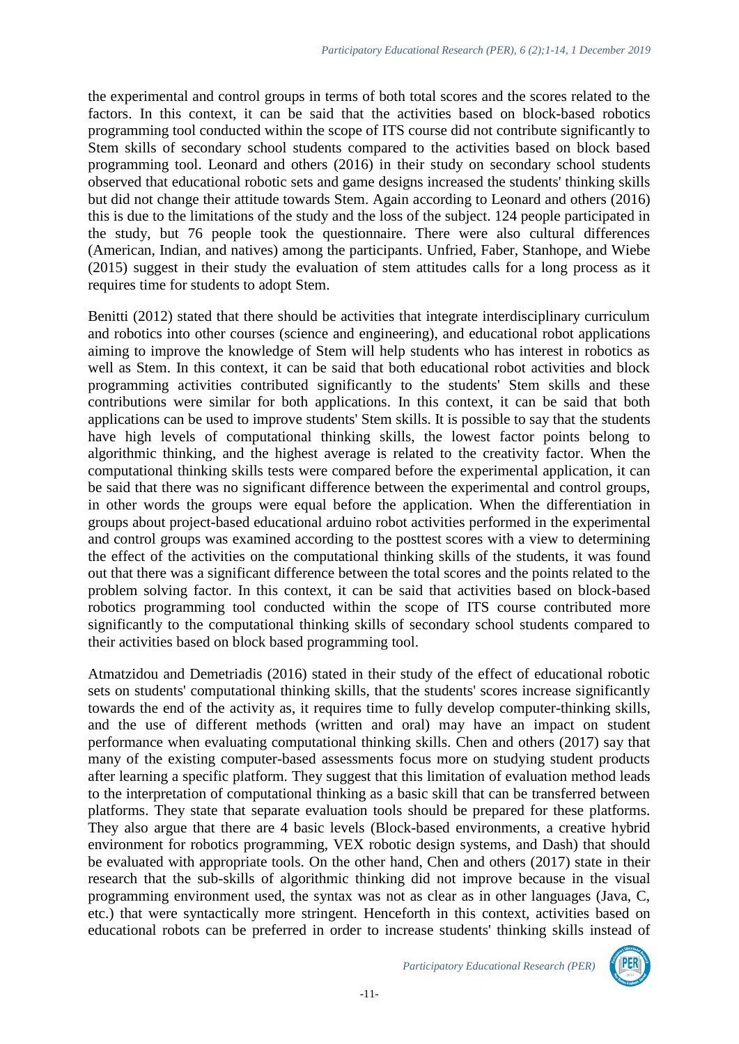the experimental and control groups in terms of both total scores and the scores related to the factors. In this context, it can be said that the activities based on block-based robotics programming tool conducted within the scope of ITS course did not contribute significantly to Stem skills of secondary school students compared to the activities based on block based programming tool. Leonard and others (2016) in their study on secondary school students observed that educational robotic sets and game designs increased the students' thinking skills but did not change their attitude towards Stem. Again according to Leonard and others (2016) this is due to the limitations of the study and the loss of the subject. 124 people participated in the study, but 76 people took the questionnaire. There were also cultural differences (American, Indian, and natives) among the participants. Unfried, Faber, Stanhope, and Wiebe (2015) suggest in their study the evaluation of stem attitudes calls for a long process as it requires time for students to adopt Stem.

Benitti (2012) stated that there should be activities that integrate interdisciplinary curriculum and robotics into other courses (science and engineering), and educational robot applications aiming to improve the knowledge of Stem will help students who has interest in robotics as well as Stem. In this context, it can be said that both educational robot activities and block programming activities contributed significantly to the students' Stem skills and these contributions were similar for both applications. In this context, it can be said that both applications can be used to improve students' Stem skills. It is possible to say that the students have high levels of computational thinking skills, the lowest factor points belong to algorithmic thinking, and the highest average is related to the creativity factor. When the computational thinking skills tests were compared before the experimental application, it can be said that there was no significant difference between the experimental and control groups, in other words the groups were equal before the application. When the differentiation in groups about project-based educational arduino robot activities performed in the experimental and control groups was examined according to the posttest scores with a view to determining the effect of the activities on the computational thinking skills of the students, it was found out that there was a significant difference between the total scores and the points related to the problem solving factor. In this context, it can be said that activities based on block-based robotics programming tool conducted within the scope of ITS course contributed more significantly to the computational thinking skills of secondary school students compared to their activities based on block based programming tool.

Atmatzidou and Demetriadis (2016) stated in their study of the effect of educational robotic sets on students' computational thinking skills, that the students' scores increase significantly towards the end of the activity as, it requires time to fully develop computer-thinking skills, and the use of different methods (written and oral) may have an impact on student performance when evaluating computational thinking skills. Chen and others (2017) say that many of the existing computer-based assessments focus more on studying student products after learning a specific platform. They suggest that this limitation of evaluation method leads to the interpretation of computational thinking as a basic skill that can be transferred between platforms. They state that separate evaluation tools should be prepared for these platforms. They also argue that there are 4 basic levels (Block-based environments, a creative hybrid environment for robotics programming, VEX robotic design systems, and Dash) that should be evaluated with appropriate tools. On the other hand, Chen and others (2017) state in their research that the sub-skills of algorithmic thinking did not improve because in the visual programming environment used, the syntax was not as clear as in other languages (Java, C, etc.) that were syntactically more stringent. Henceforth in this context, activities based on educational robots can be preferred in order to increase students' thinking skills instead of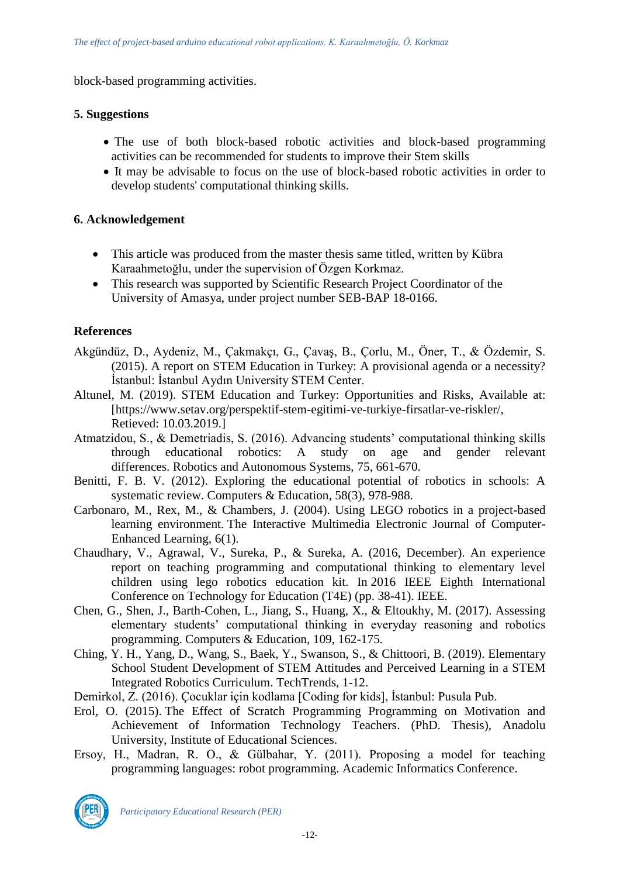block-based programming activities.

## 5. Suggestions

- The use of both block-based robotic activities and block-based programming activities can be recommended for students to improve their Stem skills
- It may be advisable to focus on the use of block-based robotic activities in order to develop students' computational thinking skills.

## 6. Acknowledgement

- This article was produced from the master thesis same titled, written by Kübra Karaahmetoğlu, under the supervision of Özgen Korkmaz.
- This research was supported by Scientific Research Project Coordinator of the University of Amasya, under project number SEB-BAP 18-0166.

## References

Akgündüz, D., Aydeniz, M., Çakmakçı, G., Çavaş, B., Çorlu, M., Öner, T., & Özdemir, S. (2015). A report on STEM Education in Turkey: A provisional agenda or a necessity? İstanbul: İstanbul Aydın University STEM Center.

Altunel, M. (2019). STEM Education and Turkey: Opportunities and Risks, Available at: [https://www.setav.org/perspektif-stem-egitimi-ve-turkiye-firsatlar-ve-riskler/, Retieved: 10.03.2019.]

Atmatzidou, S., & Demetriadis, S. (2016). Advancing students' computational thinking skills through educational robotics: A study on age and gender relevant differences. Robotics and Autonomous Systems, 75, 661-670.

Benitti, F. B. V. (2012). Exploring the educational potential of robotics in schools: A systematic review. Computers & Education, 58(3), 978-988.

Carbonaro, M., Rex, M., & Chambers, J. (2004). Using LEGO robotics in a project-based learning environment. The Interactive Multimedia Electronic Journal of Computer-Enhanced Learning, 6(1).

Chaudhary, V., Agrawal, V., Sureka, P., & Sureka, A. (2016, December). An experience report on teaching programming and computational thinking to elementary level children using lego robotics education kit. In 2016 IEEE Eighth International Conference on Technology for Education (T4E) (pp. 38-41). IEEE.

Chen, G., Shen, J., Barth-Cohen, L., Jiang, S., Huang, X., & Eltoukhy, M. (2017). Assessing elementary students' computational thinking in everyday reasoning and robotics programming. Computers & Education, 109, 162-175.

Ching, Y. H., Yang, D., Wang, S., Baek, Y., Swanson, S., & Chittoori, B. (2019). Elementary School Student Development of STEM Attitudes and Perceived Learning in a STEM Integrated Robotics Curriculum. TechTrends, 1-12.

Demirkol, Z. (2016). Çocuklar için kodlama [Coding for kids], İstanbul: Pusula Pub.

Erol, O. (2015). The Effect of Scratch Programming Programming on Motivation and Achievement of Information Technology Teachers. (PhD. Thesis), Anadolu University, Institute of Educational Sciences.

Ersoy, H., Madran, R. O., & Gülbahar, Y. (2011). Proposing a model for teaching programming languages: robot programming. Academic Informatics Conference.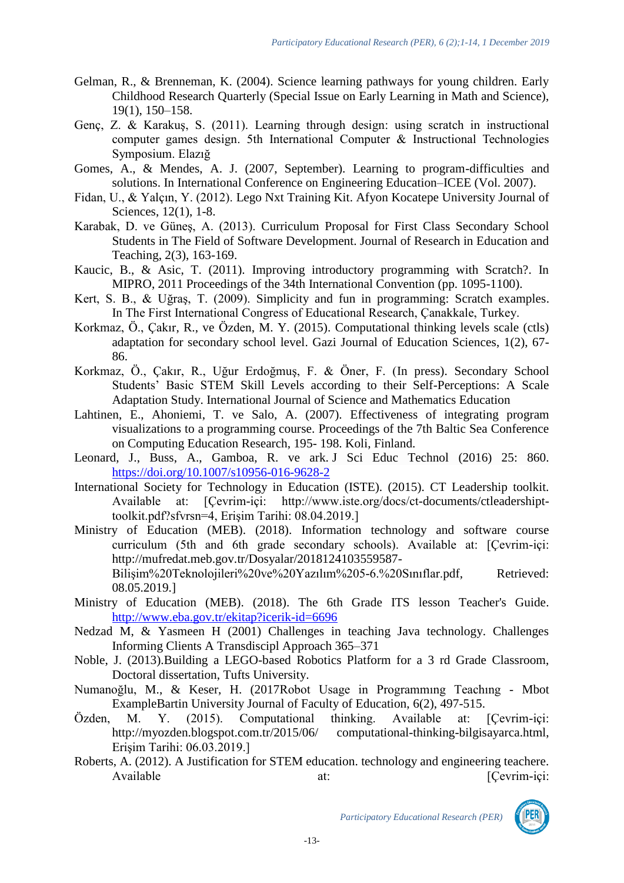Gelman, R., & Brenneman, K. (2004). Science learning pathways for young children. Early Childhood Research Quarterly (Special Issue on Early Learning in Math and Science), 19(1), 150–158.

Genç, Z. & Karakuş, S. (2011). Learning through design: using scratch in instructional computer games design. 5th International Computer & Instructional Technologies Symposium. Elazığ

Gomes, A., & Mendes, A. J. (2007, September). Learning to program-difficulties and solutions. In International Conference on Engineering Education–ICEE (Vol. 2007).

Fidan, U., & Yalçın, Y. (2012). Lego Nxt Training Kit. Afyon Kocatepe University Journal of Sciences, 12(1), 1-8.

Karabak, D. ve Güneş, A. (2013). Curriculum Proposal for First Class Secondary School Students in The Field of Software Development. Journal of Research in Education and Teaching, 2(3), 163-169.

Kaucic, B., & Asic, T. (2011). Improving introductory programming with Scratch?. In MIPRO, 2011 Proceedings of the 34th International Convention (pp. 1095-1100).

Kert, S. B., & Uğraş, T. (2009). Simplicity and fun in programming: Scratch examples. In The First International Congress of Educational Research, Çanakkale, Turkey.

Korkmaz, Ö., Çakır, R., ve Özden, M. Y. (2015). Computational thinking levels scale (ctls) adaptation for secondary school level. Gazi Journal of Education Sciences, 1(2), 67-86.

Korkmaz, Ö., Çakır, R., Uğur Erdoğmuş, F. & Öner, F. (In press). Secondary School Students' Basic STEM Skill Levels according to their Self-Perceptions: A Scale Adaptation Study. International Journal of Science and Mathematics Education

Lahtinen, E., Ahoniemi, T. ve Salo, A. (2007). Effectiveness of integrating program visualizations to a programming course. Proceedings of the 7th Baltic Sea Conference on Computing Education Research, 195- 198. Koli, Finland.

Leonard, J., Buss, A., Gamboa, R. ve ark. J Sci Educ Technol (2016) 25: 860. https://doi.org/10.1007/s10956-016-9628-2

International Society for Technology in Education (ISTE). (2015). CT Leadership toolkit. Available at: [Çevrim-içi: http://www.iste.org/docs/ct-documents/ctleadershipt-toolkit.pdf?sfvrsn=4, Erişim Tarihi: 08.04.2019.]

Ministry of Education (MEB). (2018). Information technology and software course curriculum (5th and 6th grade secondary schools). Available at: [Çevrim-içi: http://mufredat.meb.gov.tr/Dosyalar/2018124103559587-Bilişim%20Teknolojileri%20ve%20Yazılım%205-6.%20Sınıflar.pdf, Retrieved: 08.05.2019.]

Ministry of Education (MEB). (2018). The 6th Grade ITS lesson Teacher's Guide. http://www.eba.gov.tr/ekitap?icerik-id=6696

Nedzad M, & Yasmeen H (2001) Challenges in teaching Java technology. Challenges Informing Clients A Transdiscipl Approach 365–371

Noble, J. (2013).Building a LEGO-based Robotics Platform for a 3 rd Grade Classroom, Doctoral dissertation, Tufts University.

Numanoğlu, M., & Keser, H. (2017Robot Usage in Programmıng Teachıng - Mbot ExampleBartin University Journal of Faculty of Education, 6(2), 497-515.

Özden, M. Y. (2015). Computational thinking. Available at: [Çevrim-içi: http://myozden.blogspot.com.tr/2015/06/ computational-thinking-bilgisayarca.html, Erişim Tarihi: 06.03.2019.]

Roberts, A. (2012). A Justification for STEM education. technology and engineering teachere. Available at: [Çevrim-içi: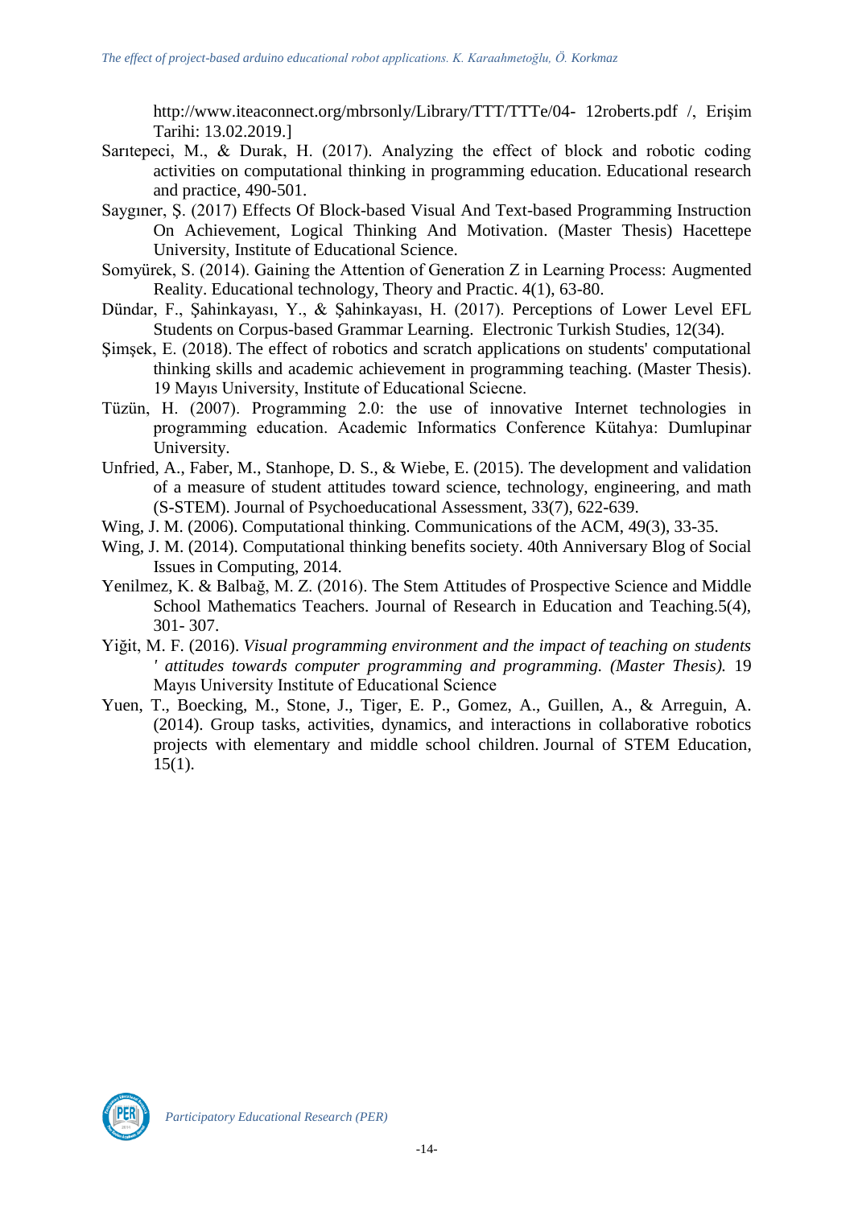http://www.iteaconnect.org/mbrsonly/Library/TTT/TTTe/04- 12roberts.pdf /, Erişim Tarihi: 13.02.2019.]

Sarıtepeci, M., & Durak, H. (2017). Analyzing the effect of block and robotic coding activities on computational thinking in programming education. Educational research and practice, 490-501.

Saygıner, Ş. (2017) Effects Of Block-based Visual And Text-based Programming Instruction On Achievement, Logical Thinking And Motivation. (Master Thesis) Hacettepe University, Institute of Educational Science.

Somyürek, S. (2014). Gaining the Attention of Generation Z in Learning Process: Augmented Reality. Educational technology, Theory and Practic. 4(1), 63-80.

Dündar, F., Şahinkayası, Y., & Şahinkayası, H. (2017). Perceptions of Lower Level EFL Students on Corpus-based Grammar Learning. Electronic Turkish Studies, 12(34).

Şimşek, E. (2018). The effect of robotics and scratch applications on students' computational thinking skills and academic achievement in programming teaching. (Master Thesis). 19 Mayıs University, Institute of Educational Sciecne.

Tüzün, H. (2007). Programming 2.0: the use of innovative Internet technologies in programming education. Academic Informatics Conference Kütahya: Dumlupinar University.

Unfried, A., Faber, M., Stanhope, D. S., & Wiebe, E. (2015). The development and validation of a measure of student attitudes toward science, technology, engineering, and math (S-STEM). Journal of Psychoeducational Assessment, 33(7), 622-639.

Wing, J. M. (2006). Computational thinking. Communications of the ACM, 49(3), 33-35.

Wing, J. M. (2014). Computational thinking benefits society. 40th Anniversary Blog of Social Issues in Computing, 2014.

Yenilmez, K. & Balbağ, M. Z. (2016). The Stem Attitudes of Prospective Science and Middle School Mathematics Teachers. Journal of Research in Education and Teaching.5(4), 301- 307.

Yiğit, M. F. (2016). *Visual programming environment and the impact of teaching on students ' attitudes towards computer programming and programming. (Master Thesis).* 19 Mayıs University Institute of Educational Science

Yuen, T., Boecking, M., Stone, J., Tiger, E. P., Gomez, A., Guillen, A., & Arreguin, A. (2014). Group tasks, activities, dynamics, and interactions in collaborative robotics projects with elementary and middle school children. Journal of STEM Education, 15(1).